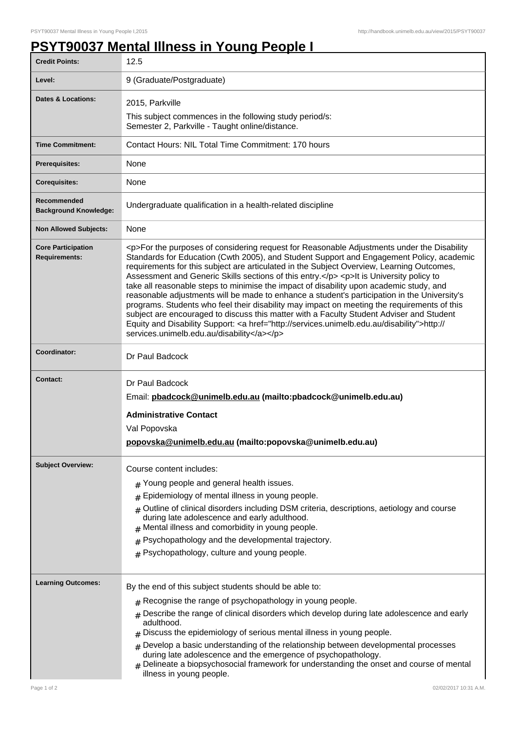# PSYT90037 Mental Illness in Young People I

| | |
|---|---|
| **Credit Points:** | 12.5 |
| **Level:** | 9 (Graduate/Postgraduate) |
| **Dates & Locations:** | 2015, Parkville<br>This subject commences in the following study period/s:<br>Semester 2, Parkville - Taught online/distance. |
| **Time Commitment:** | Contact Hours: NIL Total Time Commitment: 170 hours |
| **Prerequisites:** | None |
| **Corequisites:** | None |
| **Recommended Background Knowledge:** | Undergraduate qualification in a health-related discipline |
| **Non Allowed Subjects:** | None |
| **Core Participation Requirements:** | <p>For the purposes of considering request for Reasonable Adjustments under the Disability Standards for Education (Cwth 2005), and Student Support and Engagement Policy, academic requirements for this subject are articulated in the Subject Overview, Learning Outcomes, Assessment and Generic Skills sections of this entry.</p> <p>It is University policy to take all reasonable steps to minimise the impact of disability upon academic study, and reasonable adjustments will be made to enhance a student's participation in the University's programs. Students who feel their disability may impact on meeting the requirements of this subject are encouraged to discuss this matter with a Faculty Student Adviser and Student Equity and Disability Support: <a href="http://services.unimelb.edu.au/disability">http://services.unimelb.edu.au/disability</a></p> |
| **Coordinator:** | Dr Paul Badcock |
| **Contact:** | Dr Paul Badcock<br>Email: **pbadcock@unimelb.edu.au (mailto:pbadcock@unimelb.edu.au)**<br>**Administrative Contact**<br>Val Popovska<br>**popovska@unimelb.edu.au (mailto:popovska@unimelb.edu.au)** |
| **Subject Overview:** | Course content includes:<br># Young people and general health issues.<br># Epidemiology of mental illness in young people.<br># Outline of clinical disorders including DSM criteria, descriptions, aetiology and course during late adolescence and early adulthood.<br># Mental illness and comorbidity in young people.<br># Psychopathology and the developmental trajectory.<br># Psychopathology, culture and young people. |
| **Learning Outcomes:** | By the end of this subject students should be able to:<br># Recognise the range of psychopathology in young people.<br># Describe the range of clinical disorders which develop during late adolescence and early adulthood.<br># Discuss the epidemiology of serious mental illness in young people.<br># Develop a basic understanding of the relationship between developmental processes during late adolescence and the emergence of psychopathology.<br># Delineate a biopsychosocial framework for understanding the onset and course of mental illness in young people. |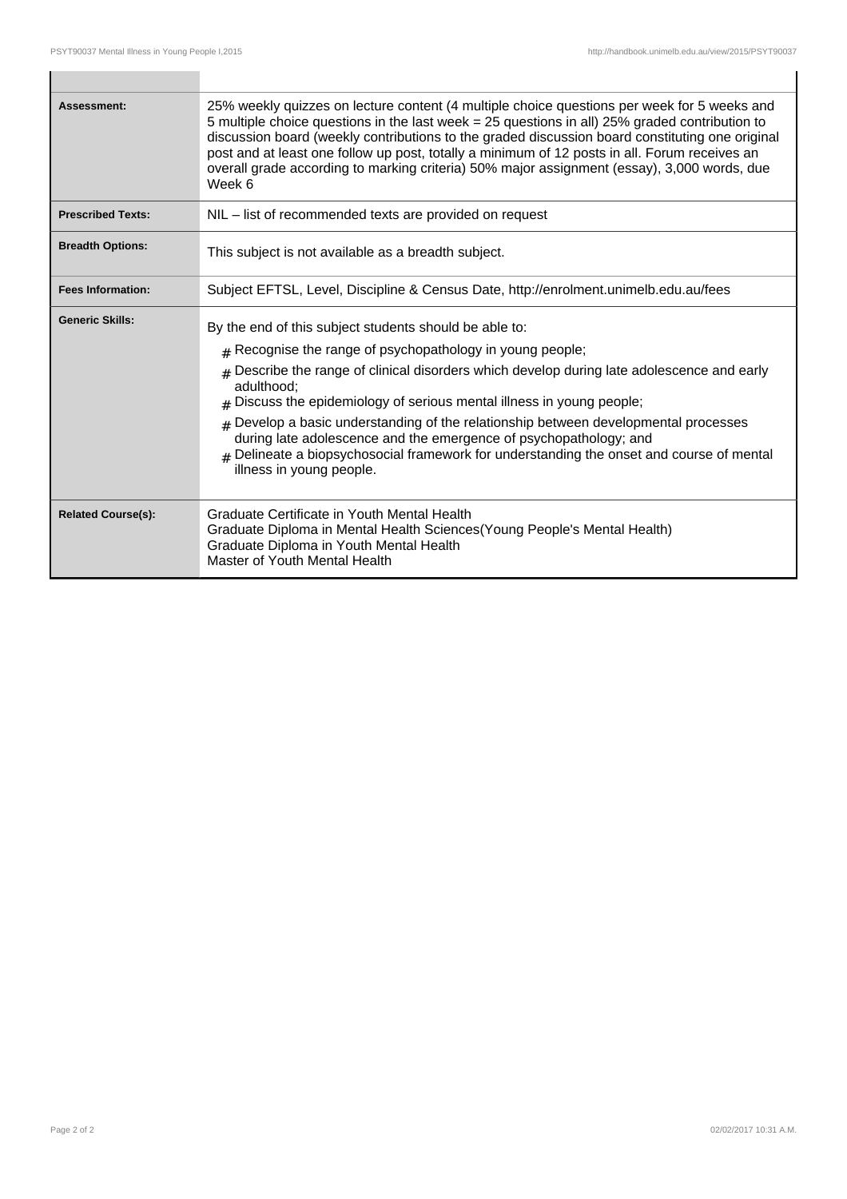| | |
|---|---|
| **Assessment:** | 25% weekly quizzes on lecture content (4 multiple choice questions per week for 5 weeks and 5 multiple choice questions in the last week = 25 questions in all) 25% graded contribution to discussion board (weekly contributions to the graded discussion board constituting one original post and at least one follow up post, totally a minimum of 12 posts in all. Forum receives an overall grade according to marking criteria) 50% major assignment (essay), 3,000 words, due Week 6 |
| **Prescribed Texts:** | NIL – list of recommended texts are provided on request |
| **Breadth Options:** | This subject is not available as a breadth subject. |
| **Fees Information:** | Subject EFTSL, Level, Discipline & Census Date, http://enrolment.unimelb.edu.au/fees |
| **Generic Skills:** | By the end of this subject students should be able to:<br># Recognise the range of psychopathology in young people;<br># Describe the range of clinical disorders which develop during late adolescence and early adulthood;<br># Discuss the epidemiology of serious mental illness in young people;<br># Develop a basic understanding of the relationship between developmental processes during late adolescence and the emergence of psychopathology; and<br># Delineate a biopsychosocial framework for understanding the onset and course of mental illness in young people. |
| **Related Course(s):** | Graduate Certificate in Youth Mental Health<br>Graduate Diploma in Mental Health Sciences(Young People's Mental Health)<br>Graduate Diploma in Youth Mental Health<br>Master of Youth Mental Health |